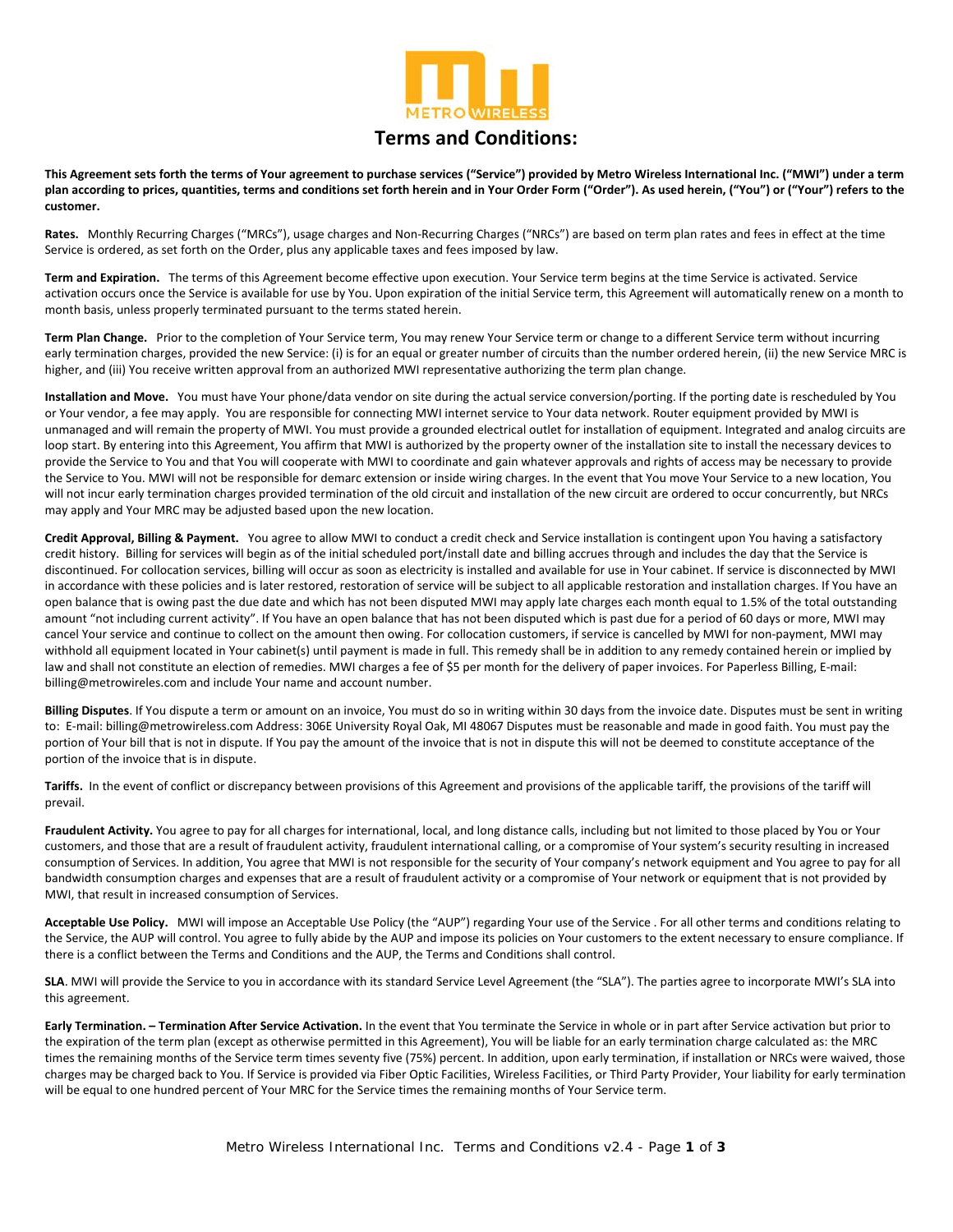# Terms and Conditions:

**This Agreement sets forth the terms of Your agreement to purchase services ("Service") provided by Metro Wireless International Inc. ("MWI") under a term plan according to prices, quantities, terms and conditions set forth herein and in Your Order Form ("Order"). As used herein, ("You") or ("Your") refers to the customer.**

**Rates.** Monthly Recurring Charges ("MRCs"), usage charges and Non-Recurring Charges ("NRCs") are based on term plan rates and fees in effect at the time Service is ordered, as set forth on the Order, plus any applicable taxes and fees imposed by law.

**Term and Expiration.** The terms of this Agreement become effective upon execution. Your Service term begins at the time Service is activated. Service activation occurs once the Service is available for use by You. Upon expiration of the initial Service term, this Agreement will automatically renew on a month to month basis, unless properly terminated pursuant to the terms stated herein.

**Term Plan Change.** Prior to the completion of Your Service term, You may renew Your Service term or change to a different Service term without incurring early termination charges, provided the new Service: (i) is for an equal or greater number of circuits than the number ordered herein, (ii) the new Service MRC is higher, and (iii) You receive written approval from an authorized MWI representative authorizing the term plan change.

**Installation and Move.** You must have Your phone/data vendor on site during the actual service conversion/porting. If the porting date is rescheduled by You or Your vendor, a fee may apply. You are responsible for connecting MWI internet service to Your data network. Router equipment provided by MWI is unmanaged and will remain the property of MWI. You must provide a grounded electrical outlet for installation of equipment. Integrated and analog circuits are loop start. By entering into this Agreement, You affirm that MWI is authorized by the property owner of the installation site to install the necessary devices to provide the Service to You and that You will cooperate with MWI to coordinate and gain whatever approvals and rights of access may be necessary to provide the Service to You. MWI will not be responsible for demarc extension or inside wiring charges. In the event that You move Your Service to a new location, You will not incur early termination charges provided termination of the old circuit and installation of the new circuit are ordered to occur concurrently, but NRCs may apply and Your MRC may be adjusted based upon the new location.

**Credit Approval, Billing & Payment.** You agree to allow MWI to conduct a credit check and Service installation is contingent upon You having a satisfactory credit history. Billing for services will begin as of the initial scheduled port/install date and billing accrues through and includes the day that the Service is discontinued. For collocation services, billing will occur as soon as electricity is installed and available for use in Your cabinet. If service is disconnected by MWI in accordance with these policies and is later restored, restoration of service will be subject to all applicable restoration and installation charges. If You have an open balance that is owing past the due date and which has not been disputed MWI may apply late charges each month equal to 1.5% of the total outstanding amount "not including current activity". If You have an open balance that has not been disputed which is past due for a period of 60 days or more, MWI may cancel Your service and continue to collect on the amount then owing. For collocation customers, if service is cancelled by MWI for non-payment, MWI may withhold all equipment located in Your cabinet(s) until payment is made in full. This remedy shall be in addition to any remedy contained herein or implied by law and shall not constitute an election of remedies. MWI charges a fee of $5 per month for the delivery of paper invoices. For Paperless Billing, E-mail: billing@metrowireles.com and include Your name and account number.

**Billing Disputes**. If You dispute a term or amount on an invoice, You must do so in writing within 30 days from the invoice date. Disputes must be sent in writing to: E-mail: billing@metrowireless.com Address: 306E University Royal Oak, MI 48067 Disputes must be reasonable and made in good faith. You must pay the portion of Your bill that is not in dispute. If You pay the amount of the invoice that is not in dispute this will not be deemed to constitute acceptance of the portion of the invoice that is in dispute.

**Tariffs.** In the event of conflict or discrepancy between provisions of this Agreement and provisions of the applicable tariff, the provisions of the tariff will prevail.

**Fraudulent Activity.** You agree to pay for all charges for international, local, and long distance calls, including but not limited to those placed by You or Your customers, and those that are a result of fraudulent activity, fraudulent international calling, or a compromise of Your system's security resulting in increased consumption of Services. In addition, You agree that MWI is not responsible for the security of Your company's network equipment and You agree to pay for all bandwidth consumption charges and expenses that are a result of fraudulent activity or a compromise of Your network or equipment that is not provided by MWI, that result in increased consumption of Services.

**Acceptable Use Policy.** MWI will impose an Acceptable Use Policy (the "AUP") regarding Your use of the Service . For all other terms and conditions relating to the Service, the AUP will control. You agree to fully abide by the AUP and impose its policies on Your customers to the extent necessary to ensure compliance. If there is a conflict between the Terms and Conditions and the AUP, the Terms and Conditions shall control.

**SLA**. MWI will provide the Service to you in accordance with its standard Service Level Agreement (the "SLA"). The parties agree to incorporate MWI's SLA into this agreement.

**Early Termination. – Termination After Service Activation.** In the event that You terminate the Service in whole or in part after Service activation but prior to the expiration of the term plan (except as otherwise permitted in this Agreement), You will be liable for an early termination charge calculated as: the MRC times the remaining months of the Service term times seventy five (75%) percent. In addition, upon early termination, if installation or NRCs were waived, those charges may be charged back to You. If Service is provided via Fiber Optic Facilities, Wireless Facilities, or Third Party Provider, Your liability for early termination will be equal to one hundred percent of Your MRC for the Service times the remaining months of Your Service term.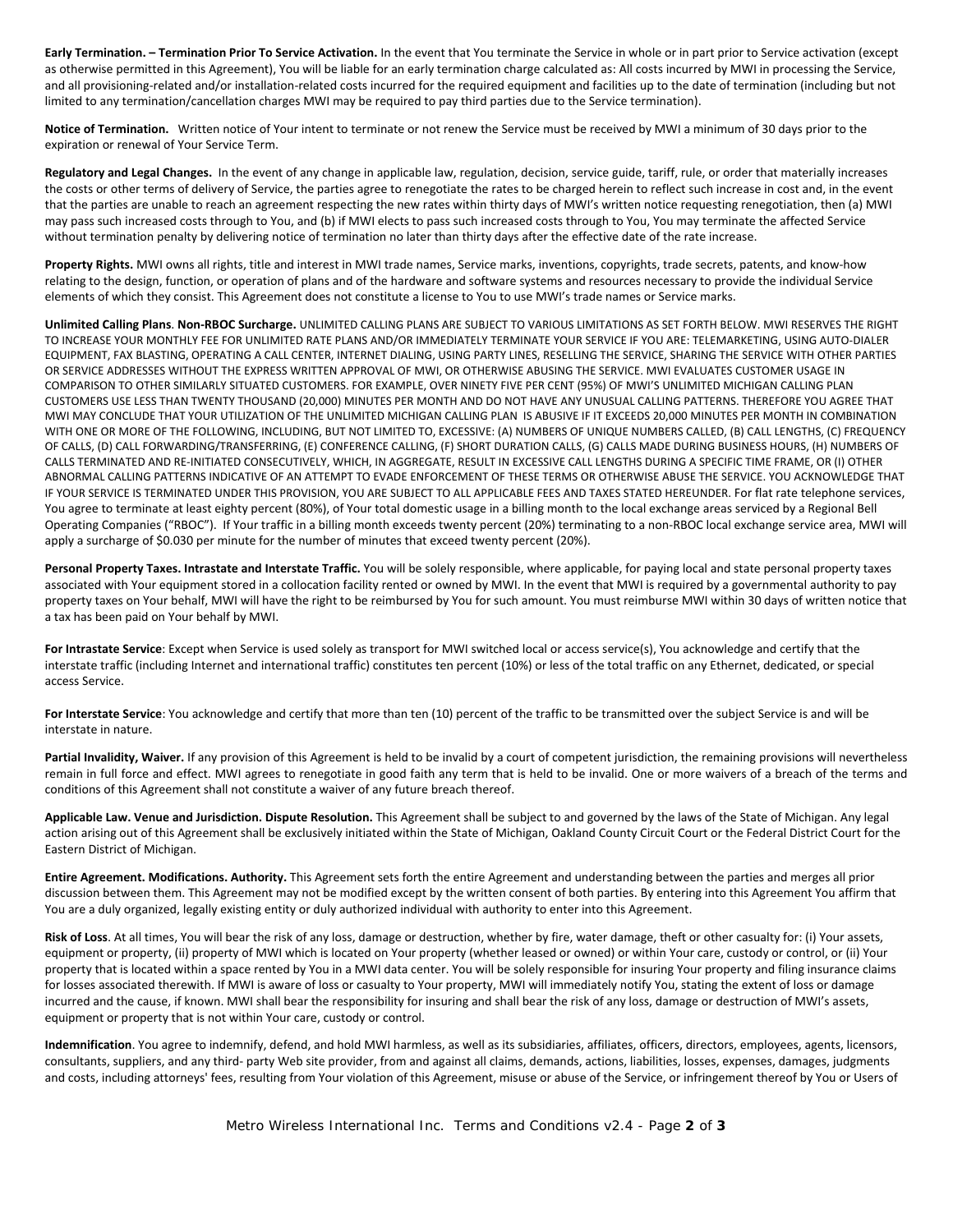**Early Termination. – Termination Prior To Service Activation.** In the event that You terminate the Service in whole or in part prior to Service activation (except as otherwise permitted in this Agreement), You will be liable for an early termination charge calculated as: All costs incurred by MWI in processing the Service, and all provisioning-related and/or installation-related costs incurred for the required equipment and facilities up to the date of termination (including but not limited to any termination/cancellation charges MWI may be required to pay third parties due to the Service termination).

**Notice of Termination.** Written notice of Your intent to terminate or not renew the Service must be received by MWI a minimum of 30 days prior to the expiration or renewal of Your Service Term.

**Regulatory and Legal Changes.** In the event of any change in applicable law, regulation, decision, service guide, tariff, rule, or order that materially increases the costs or other terms of delivery of Service, the parties agree to renegotiate the rates to be charged herein to reflect such increase in cost and, in the event that the parties are unable to reach an agreement respecting the new rates within thirty days of MWI's written notice requesting renegotiation, then (a) MWI may pass such increased costs through to You, and (b) if MWI elects to pass such increased costs through to You, You may terminate the affected Service without termination penalty by delivering notice of termination no later than thirty days after the effective date of the rate increase.

**Property Rights.** MWI owns all rights, title and interest in MWI trade names, Service marks, inventions, copyrights, trade secrets, patents, and know-how relating to the design, function, or operation of plans and of the hardware and software systems and resources necessary to provide the individual Service elements of which they consist. This Agreement does not constitute a license to You to use MWI's trade names or Service marks.

**Unlimited Calling Plans**. **Non-RBOC Surcharge.** UNLIMITED CALLING PLANS ARE SUBJECT TO VARIOUS LIMITATIONS AS SET FORTH BELOW. MWI RESERVES THE RIGHT TO INCREASE YOUR MONTHLY FEE FOR UNLIMITED RATE PLANS AND/OR IMMEDIATELY TERMINATE YOUR SERVICE IF YOU ARE: TELEMARKETING, USING AUTO-DIALER EQUIPMENT, FAX BLASTING, OPERATING A CALL CENTER, INTERNET DIALING, USING PARTY LINES, RESELLING THE SERVICE, SHARING THE SERVICE WITH OTHER PARTIES OR SERVICE ADDRESSES WITHOUT THE EXPRESS WRITTEN APPROVAL OF MWI, OR OTHERWISE ABUSING THE SERVICE. MWI EVALUATES CUSTOMER USAGE IN COMPARISON TO OTHER SIMILARLY SITUATED CUSTOMERS. FOR EXAMPLE, OVER NINETY FIVE PER CENT (95%) OF MWI'S UNLIMITED MICHIGAN CALLING PLAN CUSTOMERS USE LESS THAN TWENTY THOUSAND (20,000) MINUTES PER MONTH AND DO NOT HAVE ANY UNUSUAL CALLING PATTERNS. THEREFORE YOU AGREE THAT MWI MAY CONCLUDE THAT YOUR UTILIZATION OF THE UNLIMITED MICHIGAN CALLING PLAN IS ABUSIVE IF IT EXCEEDS 20,000 MINUTES PER MONTH IN COMBINATION WITH ONE OR MORE OF THE FOLLOWING, INCLUDING, BUT NOT LIMITED TO, EXCESSIVE: (A) NUMBERS OF UNIQUE NUMBERS CALLED, (B) CALL LENGTHS, (C) FREQUENCY OF CALLS, (D) CALL FORWARDING/TRANSFERRING, (E) CONFERENCE CALLING, (F) SHORT DURATION CALLS, (G) CALLS MADE DURING BUSINESS HOURS, (H) NUMBERS OF CALLS TERMINATED AND RE-INITIATED CONSECUTIVELY, WHICH, IN AGGREGATE, RESULT IN EXCESSIVE CALL LENGTHS DURING A SPECIFIC TIME FRAME, OR (I) OTHER ABNORMAL CALLING PATTERNS INDICATIVE OF AN ATTEMPT TO EVADE ENFORCEMENT OF THESE TERMS OR OTHERWISE ABUSE THE SERVICE. YOU ACKNOWLEDGE THAT IF YOUR SERVICE IS TERMINATED UNDER THIS PROVISION, YOU ARE SUBJECT TO ALL APPLICABLE FEES AND TAXES STATED HEREUNDER. For flat rate telephone services, You agree to terminate at least eighty percent (80%), of Your total domestic usage in a billing month to the local exchange areas serviced by a Regional Bell Operating Companies ("RBOC"). If Your traffic in a billing month exceeds twenty percent (20%) terminating to a non-RBOC local exchange service area, MWI will apply a surcharge of $0.030 per minute for the number of minutes that exceed twenty percent (20%).

**Personal Property Taxes. Intrastate and Interstate Traffic.** You will be solely responsible, where applicable, for paying local and state personal property taxes associated with Your equipment stored in a collocation facility rented or owned by MWI. In the event that MWI is required by a governmental authority to pay property taxes on Your behalf, MWI will have the right to be reimbursed by You for such amount. You must reimburse MWI within 30 days of written notice that a tax has been paid on Your behalf by MWI.

**For Intrastate Service**: Except when Service is used solely as transport for MWI switched local or access service(s), You acknowledge and certify that the interstate traffic (including Internet and international traffic) constitutes ten percent (10%) or less of the total traffic on any Ethernet, dedicated, or special access Service.

**For Interstate Service**: You acknowledge and certify that more than ten (10) percent of the traffic to be transmitted over the subject Service is and will be interstate in nature.

**Partial Invalidity, Waiver.** If any provision of this Agreement is held to be invalid by a court of competent jurisdiction, the remaining provisions will nevertheless remain in full force and effect. MWI agrees to renegotiate in good faith any term that is held to be invalid. One or more waivers of a breach of the terms and conditions of this Agreement shall not constitute a waiver of any future breach thereof.

**Applicable Law. Venue and Jurisdiction. Dispute Resolution.** This Agreement shall be subject to and governed by the laws of the State of Michigan. Any legal action arising out of this Agreement shall be exclusively initiated within the State of Michigan, Oakland County Circuit Court or the Federal District Court for the Eastern District of Michigan.

**Entire Agreement. Modifications. Authority.** This Agreement sets forth the entire Agreement and understanding between the parties and merges all prior discussion between them. This Agreement may not be modified except by the written consent of both parties. By entering into this Agreement You affirm that You are a duly organized, legally existing entity or duly authorized individual with authority to enter into this Agreement.

**Risk of Loss**. At all times, You will bear the risk of any loss, damage or destruction, whether by fire, water damage, theft or other casualty for: (i) Your assets, equipment or property, (ii) property of MWI which is located on Your property (whether leased or owned) or within Your care, custody or control, or (ii) Your property that is located within a space rented by You in a MWI data center. You will be solely responsible for insuring Your property and filing insurance claims for losses associated therewith. If MWI is aware of loss or casualty to Your property, MWI will immediately notify You, stating the extent of loss or damage incurred and the cause, if known. MWI shall bear the responsibility for insuring and shall bear the risk of any loss, damage or destruction of MWI's assets, equipment or property that is not within Your care, custody or control.

**Indemnification**. You agree to indemnify, defend, and hold MWI harmless, as well as its subsidiaries, affiliates, officers, directors, employees, agents, licensors, consultants, suppliers, and any third- party Web site provider, from and against all claims, demands, actions, liabilities, losses, expenses, damages, judgments and costs, including attorneys' fees, resulting from Your violation of this Agreement, misuse or abuse of the Service, or infringement thereof by You or Users of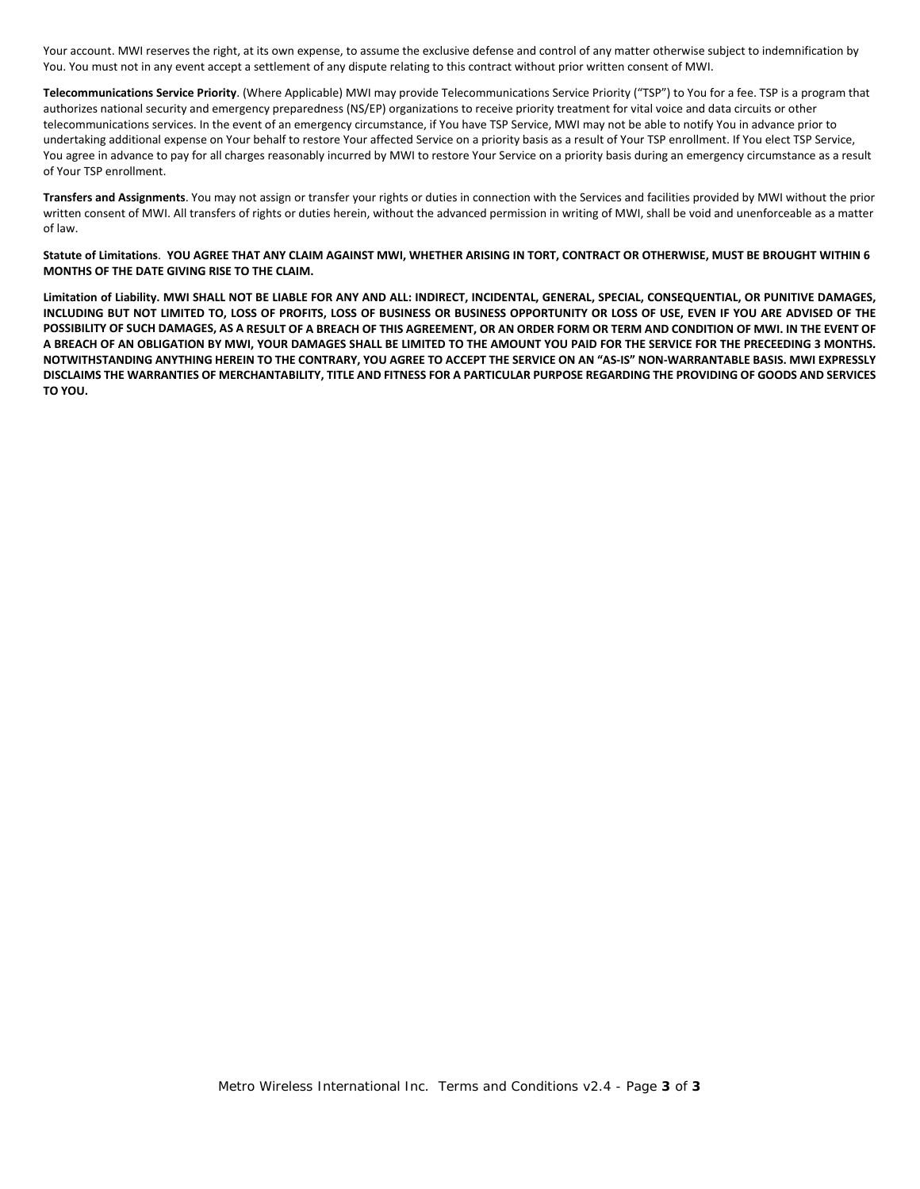Your account. MWI reserves the right, at its own expense, to assume the exclusive defense and control of any matter otherwise subject to indemnification by You. You must not in any event accept a settlement of any dispute relating to this contract without prior written consent of MWI.

**Telecommunications Service Priority**. (Where Applicable) MWI may provide Telecommunications Service Priority ("TSP") to You for a fee. TSP is a program that authorizes national security and emergency preparedness (NS/EP) organizations to receive priority treatment for vital voice and data circuits or other telecommunications services. In the event of an emergency circumstance, if You have TSP Service, MWI may not be able to notify You in advance prior to undertaking additional expense on Your behalf to restore Your affected Service on a priority basis as a result of Your TSP enrollment. If You elect TSP Service, You agree in advance to pay for all charges reasonably incurred by MWI to restore Your Service on a priority basis during an emergency circumstance as a result of Your TSP enrollment.

**Transfers and Assignments**. You may not assign or transfer your rights or duties in connection with the Services and facilities provided by MWI without the prior written consent of MWI. All transfers of rights or duties herein, without the advanced permission in writing of MWI, shall be void and unenforceable as a matter of law.

**Statute of Limitations**. **YOU AGREE THAT ANY CLAIM AGAINST MWI, WHETHER ARISING IN TORT, CONTRACT OR OTHERWISE, MUST BE BROUGHT WITHIN 6 MONTHS OF THE DATE GIVING RISE TO THE CLAIM.**

**Limitation of Liability. MWI SHALL NOT BE LIABLE FOR ANY AND ALL: INDIRECT, INCIDENTAL, GENERAL, SPECIAL, CONSEQUENTIAL, OR PUNITIVE DAMAGES, INCLUDING BUT NOT LIMITED TO, LOSS OF PROFITS, LOSS OF BUSINESS OR BUSINESS OPPORTUNITY OR LOSS OF USE, EVEN IF YOU ARE ADVISED OF THE POSSIBILITY OF SUCH DAMAGES, AS A RESULT OF A BREACH OF THIS AGREEMENT, OR AN ORDER FORM OR TERM AND CONDITION OF MWI. IN THE EVENT OF A BREACH OF AN OBLIGATION BY MWI, YOUR DAMAGES SHALL BE LIMITED TO THE AMOUNT YOU PAID FOR THE SERVICE FOR THE PRECEEDING 3 MONTHS. NOTWITHSTANDING ANYTHING HEREIN TO THE CONTRARY, YOU AGREE TO ACCEPT THE SERVICE ON AN "AS-IS" NON-WARRANTABLE BASIS. MWI EXPRESSLY DISCLAIMS THE WARRANTIES OF MERCHANTABILITY, TITLE AND FITNESS FOR A PARTICULAR PURPOSE REGARDING THE PROVIDING OF GOODS AND SERVICES TO YOU.**